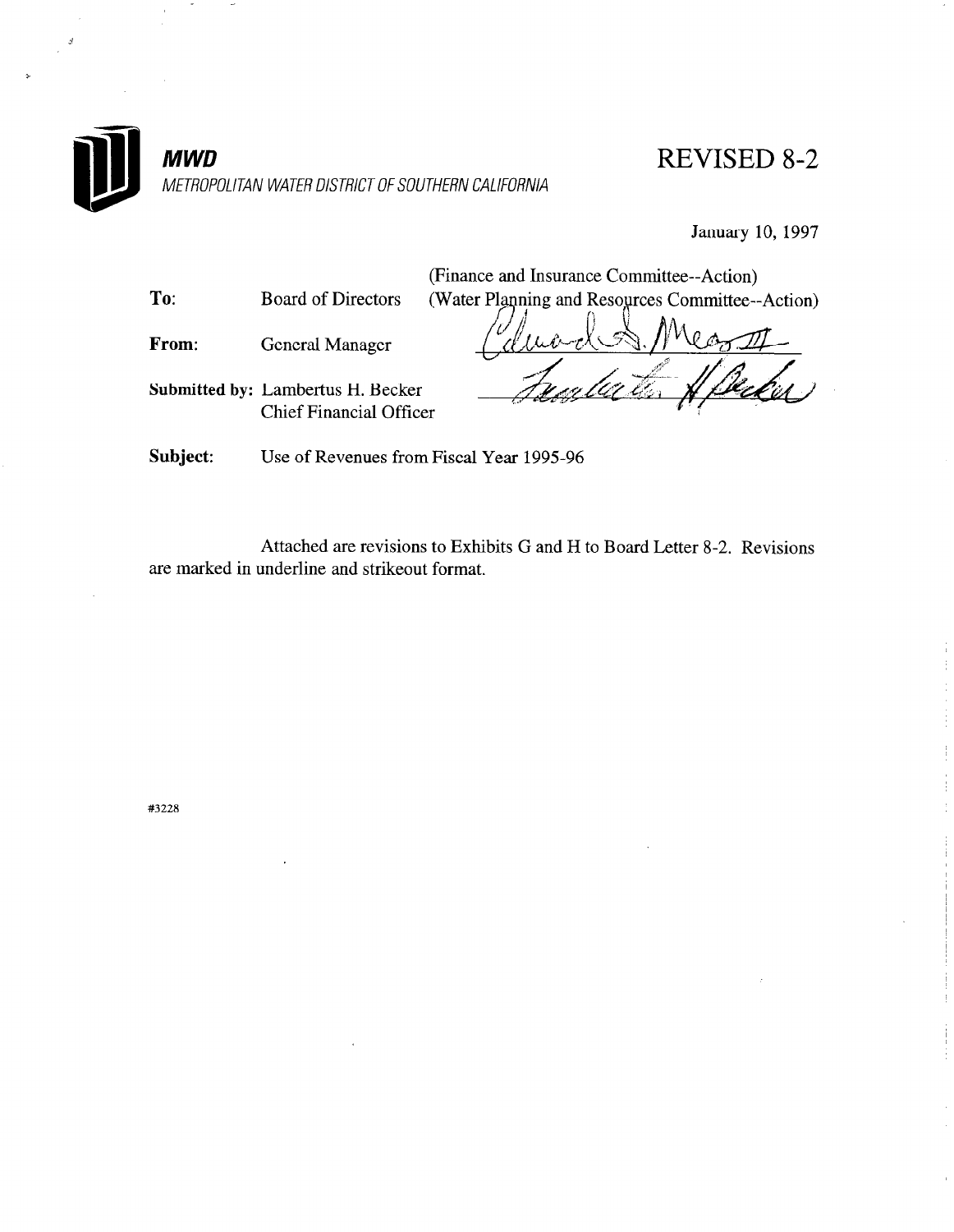**MWD**

*METROPOLITAN WATER DISTRICT OF SOUTHERN CALIFORNIA*

# REVISED 8-2

January 10, 1997

(Finance and Insurance Committee--Action)
(Water Planning and Resources Committee--Action)

**To:** Board of Directors

**From:** General Manager

**Submitted by:** Lambertus H. Becker
Chief Financial Officer

**Subject:** Use of Revenues from Fiscal Year 1995-96

Attached are revisions to Exhibits G and H to Board Letter 8-2. Revisions are marked in underline and strikeout format.

#3228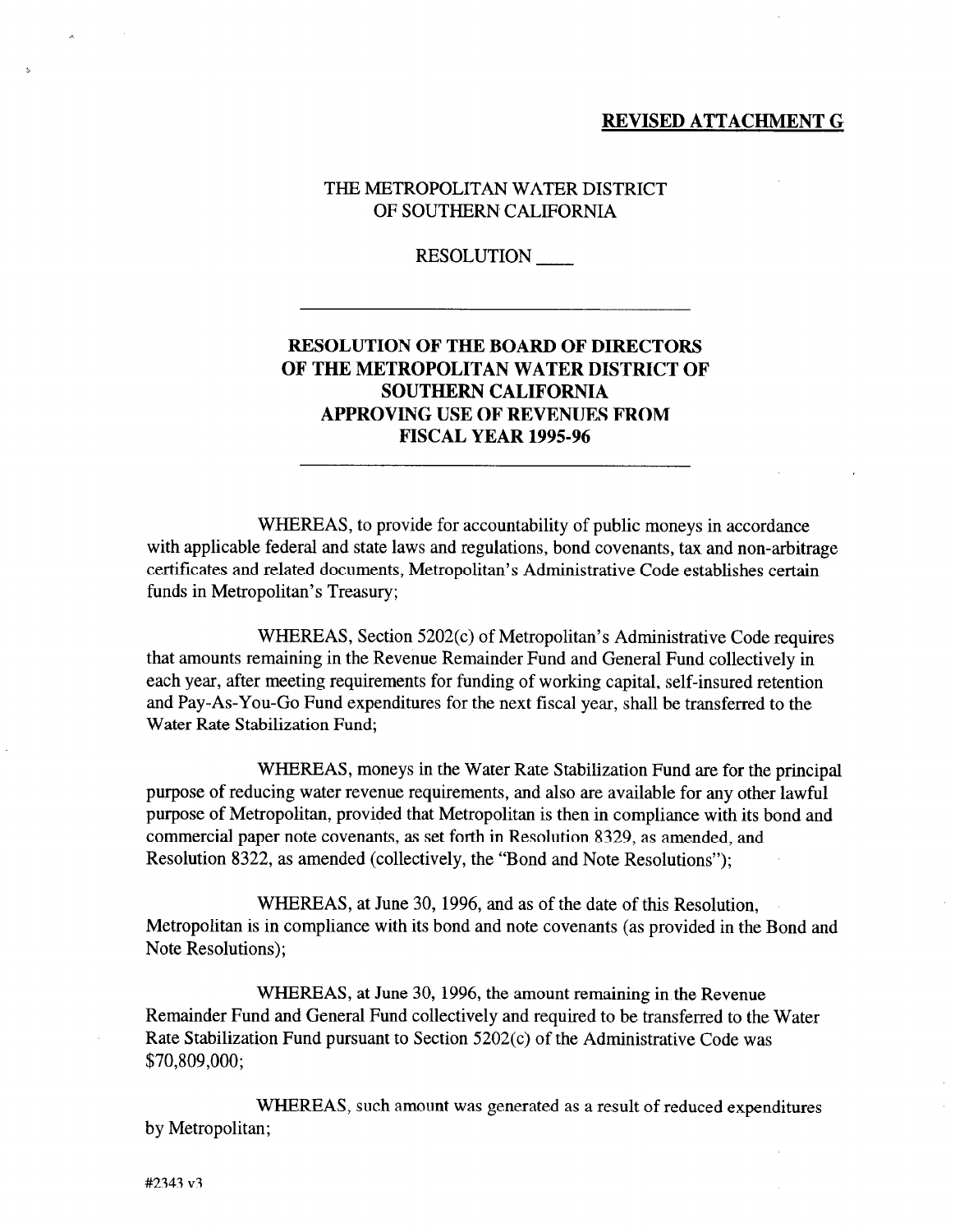**REVISED ATTACHMENT G**

THE METROPOLITAN WATER DISTRICT
OF SOUTHERN CALIFORNIA

RESOLUTION ____

---

**RESOLUTION OF THE BOARD OF DIRECTORS
OF THE METROPOLITAN WATER DISTRICT OF
SOUTHERN CALIFORNIA
APPROVING USE OF REVENUES FROM
FISCAL YEAR 1995-96**

---

WHEREAS, to provide for accountability of public moneys in accordance with applicable federal and state laws and regulations, bond covenants, tax and non-arbitrage certificates and related documents, Metropolitan's Administrative Code establishes certain funds in Metropolitan's Treasury;

WHEREAS, Section 5202(c) of Metropolitan's Administrative Code requires that amounts remaining in the Revenue Remainder Fund and General Fund collectively in each year, after meeting requirements for funding of working capital, self-insured retention and Pay-As-You-Go Fund expenditures for the next fiscal year, shall be transferred to the Water Rate Stabilization Fund;

WHEREAS, moneys in the Water Rate Stabilization Fund are for the principal purpose of reducing water revenue requirements, and also are available for any other lawful purpose of Metropolitan, provided that Metropolitan is then in compliance with its bond and commercial paper note covenants, as set forth in Resolution 8329, as amended, and Resolution 8322, as amended (collectively, the "Bond and Note Resolutions");

WHEREAS, at June 30, 1996, and as of the date of this Resolution, Metropolitan is in compliance with its bond and note covenants (as provided in the Bond and Note Resolutions);

WHEREAS, at June 30, 1996, the amount remaining in the Revenue Remainder Fund and General Fund collectively and required to be transferred to the Water Rate Stabilization Fund pursuant to Section 5202(c) of the Administrative Code was $70,809,000;

WHEREAS, such amount was generated as a result of reduced expenditures by Metropolitan;

#2343 v3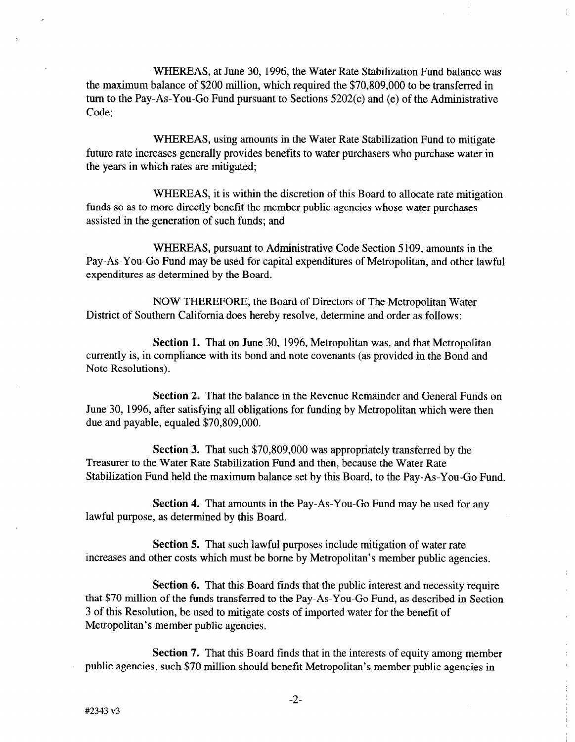WHEREAS, at June 30, 1996, the Water Rate Stabilization Fund balance was the maximum balance of $200 million, which required the $70,809,000 to be transferred in turn to the Pay-As-You-Go Fund pursuant to Sections 5202(c) and (e) of the Administrative Code;

WHEREAS, using amounts in the Water Rate Stabilization Fund to mitigate future rate increases generally provides benefits to water purchasers who purchase water in the years in which rates are mitigated;

WHEREAS, it is within the discretion of this Board to allocate rate mitigation funds so as to more directly benefit the member public agencies whose water purchases assisted in the generation of such funds; and

WHEREAS, pursuant to Administrative Code Section 5109, amounts in the Pay-As-You-Go Fund may be used for capital expenditures of Metropolitan, and other lawful expenditures as determined by the Board.

NOW THEREFORE, the Board of Directors of The Metropolitan Water District of Southern California does hereby resolve, determine and order as follows:

**Section 1.** That on June 30, 1996, Metropolitan was, and that Metropolitan currently is, in compliance with its bond and note covenants (as provided in the Bond and Note Resolutions).

**Section 2.** That the balance in the Revenue Remainder and General Funds on June 30, 1996, after satisfying all obligations for funding by Metropolitan which were then due and payable, equaled $70,809,000.

**Section 3.** That such $70,809,000 was appropriately transferred by the Treasurer to the Water Rate Stabilization Fund and then, because the Water Rate Stabilization Fund held the maximum balance set by this Board, to the Pay-As-You-Go Fund.

**Section 4.** That amounts in the Pay-As-You-Go Fund may be used for any lawful purpose, as determined by this Board.

**Section 5.** That such lawful purposes include mitigation of water rate increases and other costs which must be borne by Metropolitan's member public agencies.

**Section 6.** That this Board finds that the public interest and necessity require that $70 million of the funds transferred to the Pay-As-You-Go Fund, as described in Section 3 of this Resolution, be used to mitigate costs of imported water for the benefit of Metropolitan's member public agencies.

**Section 7.** That this Board finds that in the interests of equity among member public agencies, such $70 million should benefit Metropolitan's member public agencies in

#2343 v3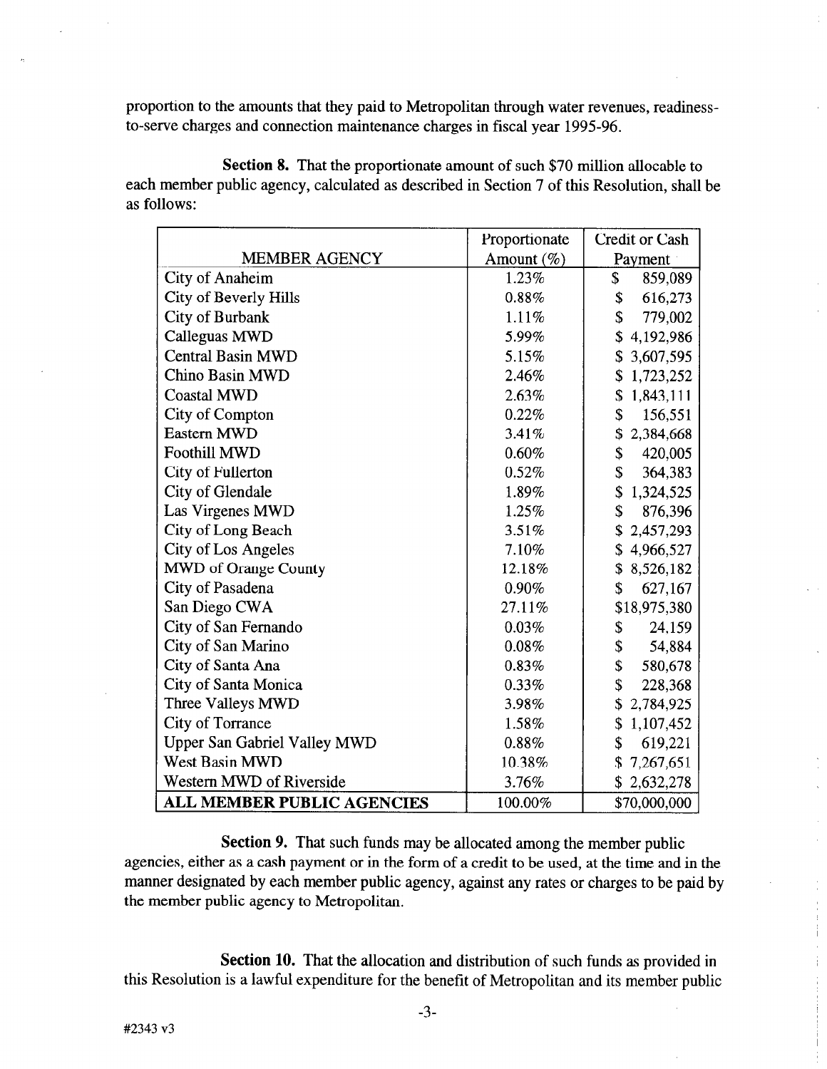proportion to the amounts that they paid to Metropolitan through water revenues, readiness-to-serve charges and connection maintenance charges in fiscal year 1995-96.

**Section 8.** That the proportionate amount of such $70 million allocable to each member public agency, calculated as described in Section 7 of this Resolution, shall be as follows:

| MEMBER AGENCY | Proportionate Amount (%) | Credit or Cash Payment |
|---|---|---|
| City of Anaheim | 1.23% | $ 859,089 |
| City of Beverly Hills | 0.88% | $ 616,273 |
| City of Burbank | 1.11% | $ 779,002 |
| Calleguas MWD | 5.99% | $ 4,192,986 |
| Central Basin MWD | 5.15% | $ 3,607,595 |
| Chino Basin MWD | 2.46% | $ 1,723,252 |
| Coastal MWD | 2.63% | $ 1,843,111 |
| City of Compton | 0.22% | $ 156,551 |
| Eastern MWD | 3.41% | $ 2,384,668 |
| Foothill MWD | 0.60% | $ 420,005 |
| City of Fullerton | 0.52% | $ 364,383 |
| City of Glendale | 1.89% | $ 1,324,525 |
| Las Virgenes MWD | 1.25% | $ 876,396 |
| City of Long Beach | 3.51% | $ 2,457,293 |
| City of Los Angeles | 7.10% | $ 4,966,527 |
| MWD of Orange County | 12.18% | $ 8,526,182 |
| City of Pasadena | 0.90% | $ 627,167 |
| San Diego CWA | 27.11% | $18,975,380 |
| City of San Fernando | 0.03% | $ 24,159 |
| City of San Marino | 0.08% | $ 54,884 |
| City of Santa Ana | 0.83% | $ 580,678 |
| City of Santa Monica | 0.33% | $ 228,368 |
| Three Valleys MWD | 3.98% | $ 2,784,925 |
| City of Torrance | 1.58% | $ 1,107,452 |
| Upper San Gabriel Valley MWD | 0.88% | $ 619,221 |
| West Basin MWD | 10.38% | $ 7,267,651 |
| Western MWD of Riverside | 3.76% | $ 2,632,278 |
| **ALL MEMBER PUBLIC AGENCIES** | 100.00% | $70,000,000 |

**Section 9.** That such funds may be allocated among the member public agencies, either as a cash payment or in the form of a credit to be used, at the time and in the manner designated by each member public agency, against any rates or charges to be paid by the member public agency to Metropolitan.

**Section 10.** That the allocation and distribution of such funds as provided in this Resolution is a lawful expenditure for the benefit of Metropolitan and its member public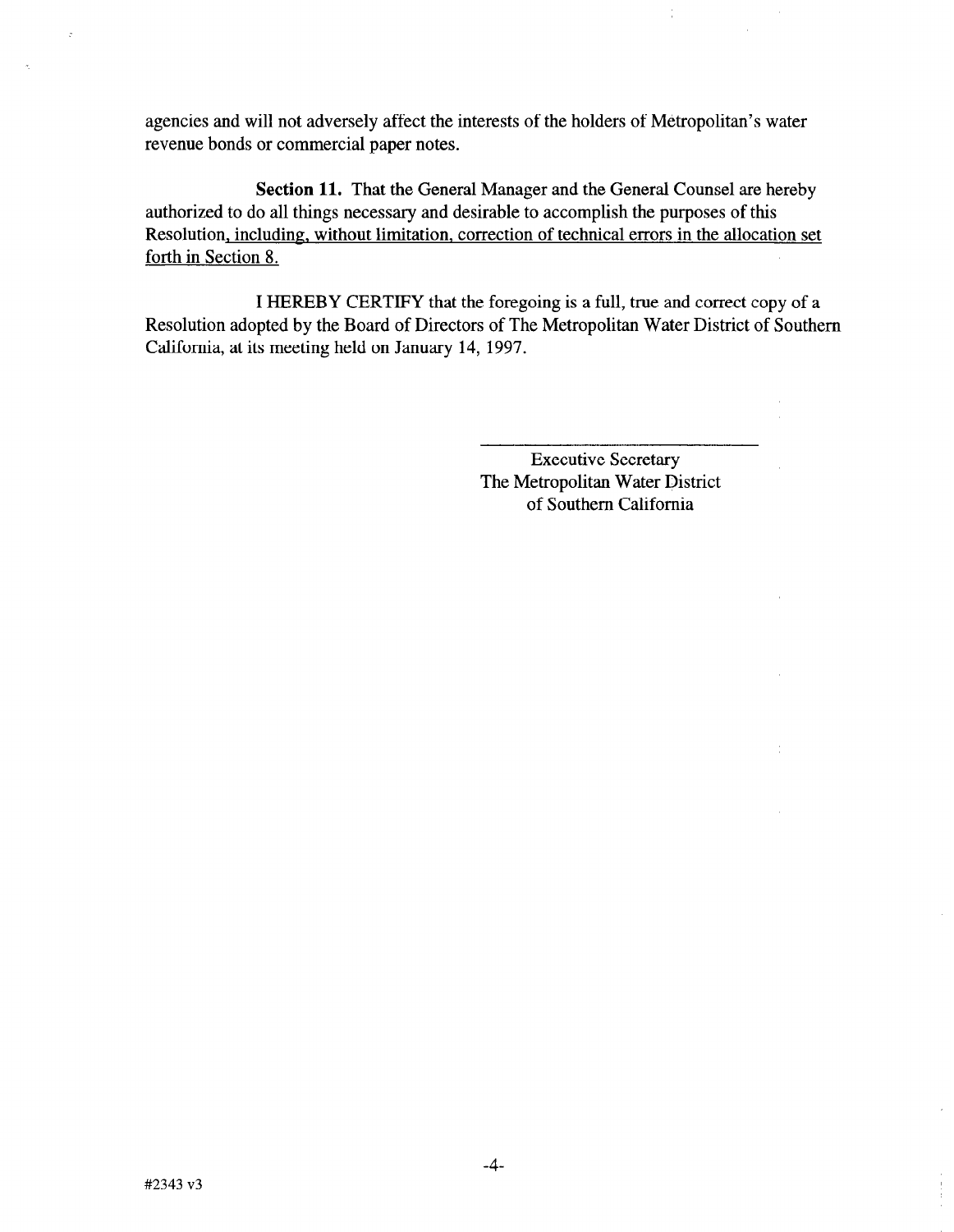agencies and will not adversely affect the interests of the holders of Metropolitan's water revenue bonds or commercial paper notes.

**Section 11.** That the General Manager and the General Counsel are hereby authorized to do all things necessary and desirable to accomplish the purposes of this Resolution, <u>including, without limitation, correction of technical errors in the allocation set forth in Section 8.</u>

I HEREBY CERTIFY that the foregoing is a full, true and correct copy of a Resolution adopted by the Board of Directors of The Metropolitan Water District of Southern California, at its meeting held on January 14, 1997.

\_\_\_\_\_\_\_\_\_\_\_\_\_\_\_\_\_\_\_\_\_\_\_\_\_\_\_\_\_\_

Executive Secretary
The Metropolitan Water District
of Southern California

#2343 v3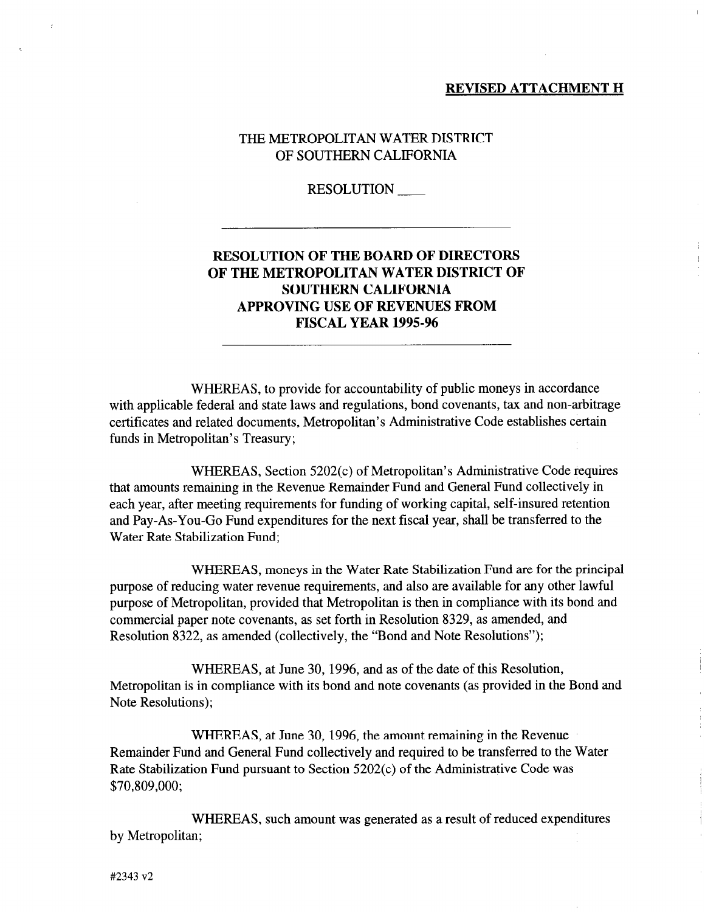**REVISED ATTACHMENT H**

THE METROPOLITAN WATER DISTRICT
OF SOUTHERN CALIFORNIA

RESOLUTION ____

---

# RESOLUTION OF THE BOARD OF DIRECTORS OF THE METROPOLITAN WATER DISTRICT OF SOUTHERN CALIFORNIA APPROVING USE OF REVENUES FROM FISCAL YEAR 1995-96

---

WHEREAS, to provide for accountability of public moneys in accordance with applicable federal and state laws and regulations, bond covenants, tax and non-arbitrage certificates and related documents, Metropolitan's Administrative Code establishes certain funds in Metropolitan's Treasury;

WHEREAS, Section 5202(c) of Metropolitan's Administrative Code requires that amounts remaining in the Revenue Remainder Fund and General Fund collectively in each year, after meeting requirements for funding of working capital, self-insured retention and Pay-As-You-Go Fund expenditures for the next fiscal year, shall be transferred to the Water Rate Stabilization Fund;

WHEREAS, moneys in the Water Rate Stabilization Fund are for the principal purpose of reducing water revenue requirements, and also are available for any other lawful purpose of Metropolitan, provided that Metropolitan is then in compliance with its bond and commercial paper note covenants, as set forth in Resolution 8329, as amended, and Resolution 8322, as amended (collectively, the "Bond and Note Resolutions");

WHEREAS, at June 30, 1996, and as of the date of this Resolution, Metropolitan is in compliance with its bond and note covenants (as provided in the Bond and Note Resolutions);

WHEREAS, at June 30, 1996, the amount remaining in the Revenue Remainder Fund and General Fund collectively and required to be transferred to the Water Rate Stabilization Fund pursuant to Section 5202(c) of the Administrative Code was $70,809,000;

WHEREAS, such amount was generated as a result of reduced expenditures by Metropolitan;

#2343 v2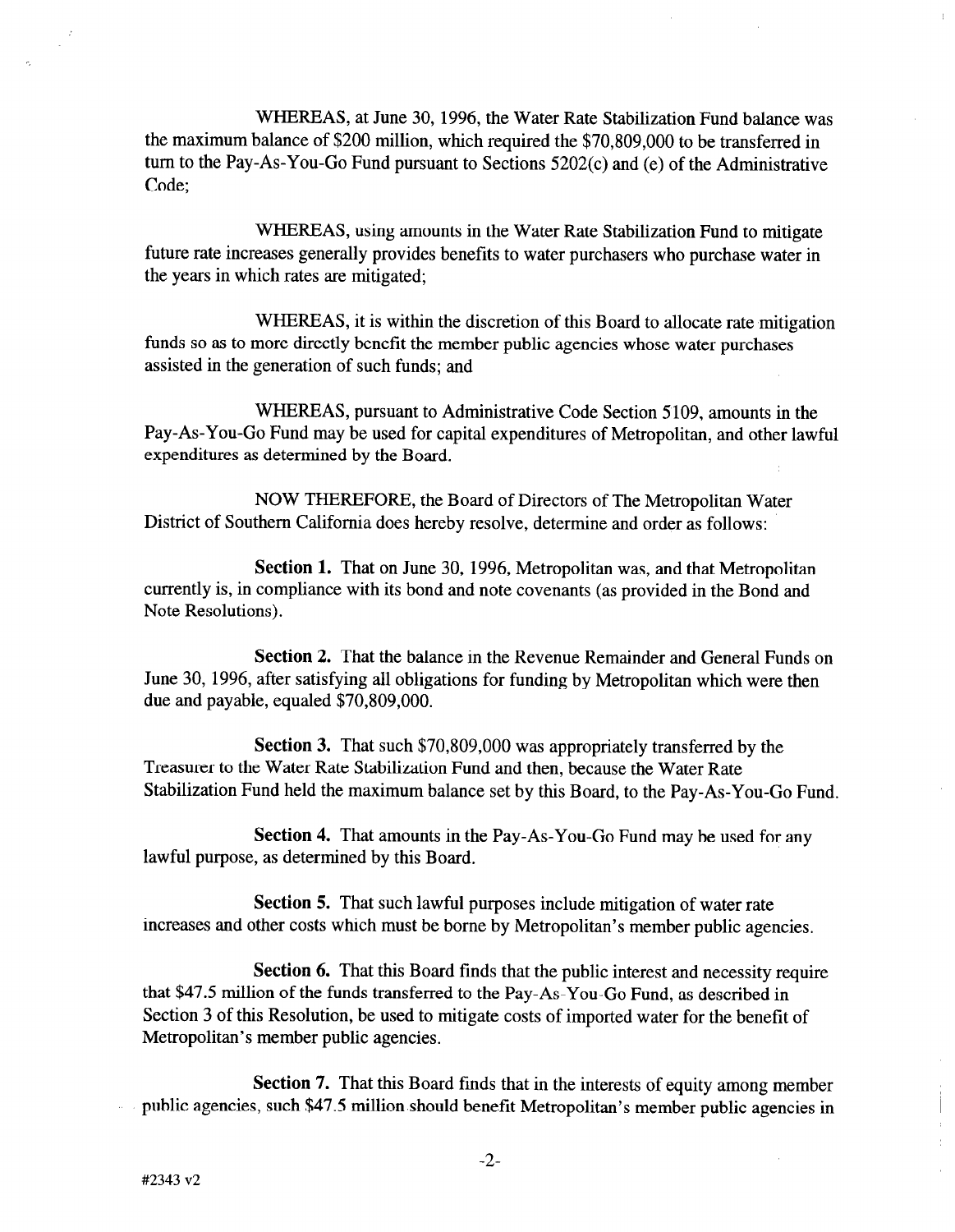WHEREAS, at June 30, 1996, the Water Rate Stabilization Fund balance was the maximum balance of $200 million, which required the $70,809,000 to be transferred in turn to the Pay-As-You-Go Fund pursuant to Sections 5202(c) and (e) of the Administrative Code;

WHEREAS, using amounts in the Water Rate Stabilization Fund to mitigate future rate increases generally provides benefits to water purchasers who purchase water in the years in which rates are mitigated;

WHEREAS, it is within the discretion of this Board to allocate rate mitigation funds so as to more directly benefit the member public agencies whose water purchases assisted in the generation of such funds; and

WHEREAS, pursuant to Administrative Code Section 5109, amounts in the Pay-As-You-Go Fund may be used for capital expenditures of Metropolitan, and other lawful expenditures as determined by the Board.

NOW THEREFORE, the Board of Directors of The Metropolitan Water District of Southern California does hereby resolve, determine and order as follows:

**Section 1.** That on June 30, 1996, Metropolitan was, and that Metropolitan currently is, in compliance with its bond and note covenants (as provided in the Bond and Note Resolutions).

**Section 2.** That the balance in the Revenue Remainder and General Funds on June 30, 1996, after satisfying all obligations for funding by Metropolitan which were then due and payable, equaled $70,809,000.

**Section 3.** That such $70,809,000 was appropriately transferred by the Treasurer to the Water Rate Stabilization Fund and then, because the Water Rate Stabilization Fund held the maximum balance set by this Board, to the Pay-As-You-Go Fund.

**Section 4.** That amounts in the Pay-As-You-Go Fund may be used for any lawful purpose, as determined by this Board.

**Section 5.** That such lawful purposes include mitigation of water rate increases and other costs which must be borne by Metropolitan's member public agencies.

**Section 6.** That this Board finds that the public interest and necessity require that $47.5 million of the funds transferred to the Pay-As-You-Go Fund, as described in Section 3 of this Resolution, be used to mitigate costs of imported water for the benefit of Metropolitan's member public agencies.

**Section 7.** That this Board finds that in the interests of equity among member public agencies, such $47.5 million should benefit Metropolitan's member public agencies in

#2343 v2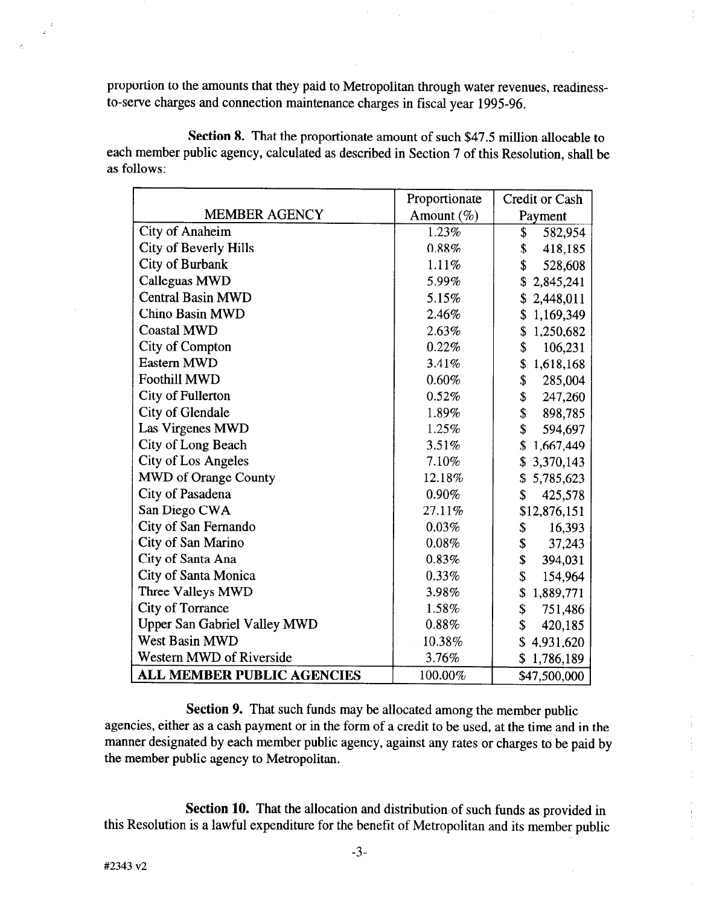proportion to the amounts that they paid to Metropolitan through water revenues, readiness-to-serve charges and connection maintenance charges in fiscal year 1995-96.

**Section 8.** That the proportionate amount of such $47.5 million allocable to each member public agency, calculated as described in Section 7 of this Resolution, shall be as follows:

| MEMBER AGENCY | Proportionate Amount (%) | Credit or Cash Payment |
|---|---|---|
| City of Anaheim | 1.23% | $ 582,954 |
| City of Beverly Hills | 0.88% | $ 418,185 |
| City of Burbank | 1.11% | $ 528,608 |
| Calleguas MWD | 5.99% | $ 2,845,241 |
| Central Basin MWD | 5.15% | $ 2,448,011 |
| Chino Basin MWD | 2.46% | $ 1,169,349 |
| Coastal MWD | 2.63% | $ 1,250,682 |
| City of Compton | 0.22% | $ 106,231 |
| Eastern MWD | 3.41% | $ 1,618,168 |
| Foothill MWD | 0.60% | $ 285,004 |
| City of Fullerton | 0.52% | $ 247,260 |
| City of Glendale | 1.89% | $ 898,785 |
| Las Virgenes MWD | 1.25% | $ 594,697 |
| City of Long Beach | 3.51% | $ 1,667,449 |
| City of Los Angeles | 7.10% | $ 3,370,143 |
| MWD of Orange County | 12.18% | $ 5,785,623 |
| City of Pasadena | 0.90% | $ 425,578 |
| San Diego CWA | 27.11% | $12,876,151 |
| City of San Fernando | 0.03% | $ 16,393 |
| City of San Marino | 0.08% | $ 37,243 |
| City of Santa Ana | 0.83% | $ 394,031 |
| City of Santa Monica | 0.33% | $ 154,964 |
| Three Valleys MWD | 3.98% | $ 1,889,771 |
| City of Torrance | 1.58% | $ 751,486 |
| Upper San Gabriel Valley MWD | 0.88% | $ 420,185 |
| West Basin MWD | 10.38% | $ 4,931,620 |
| Western MWD of Riverside | 3.76% | $ 1,786,189 |
| **ALL MEMBER PUBLIC AGENCIES** | 100.00% | $47,500,000 |

**Section 9.** That such funds may be allocated among the member public agencies, either as a cash payment or in the form of a credit to be used, at the time and in the manner designated by each member public agency, against any rates or charges to be paid by the member public agency to Metropolitan.

**Section 10.** That the allocation and distribution of such funds as provided in this Resolution is a lawful expenditure for the benefit of Metropolitan and its member public

#2343 v2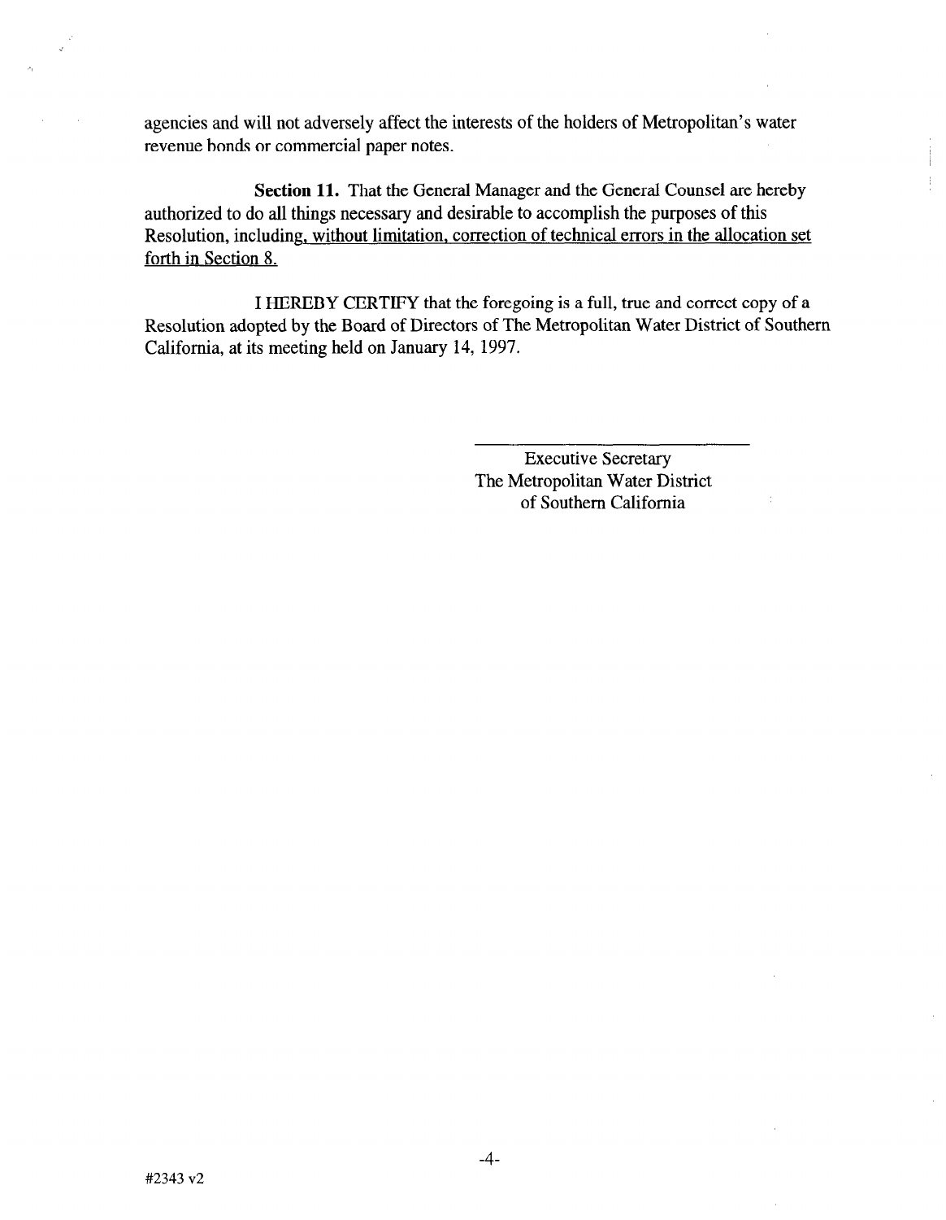agencies and will not adversely affect the interests of the holders of Metropolitan's water revenue bonds or commercial paper notes.

**Section 11.** That the General Manager and the General Counsel are hereby authorized to do all things necessary and desirable to accomplish the purposes of this Resolution, including, without limitation, correction of technical errors in the allocation set forth in Section 8.

I HEREBY CERTIFY that the foregoing is a full, true and correct copy of a Resolution adopted by the Board of Directors of The Metropolitan Water District of Southern California, at its meeting held on January 14, 1997.

Executive Secretary
The Metropolitan Water District
of Southern California

#2343 v2